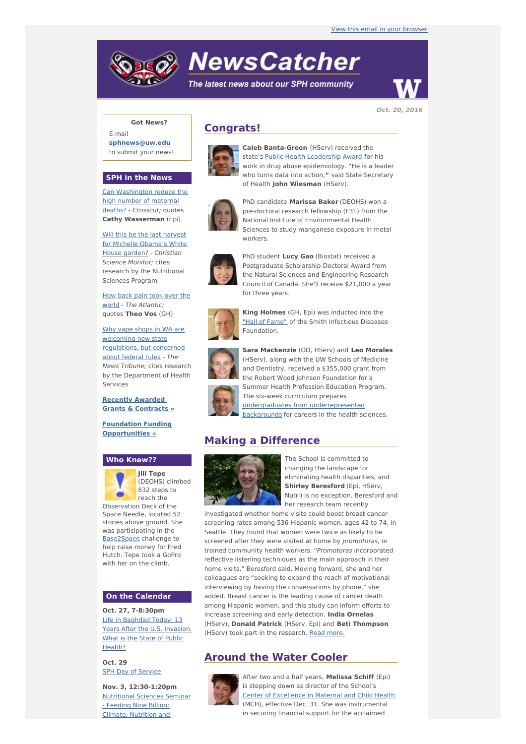View this email in your browser

# NewsCatcher

*The latest news about our SPH community*

**Oct. 20, 2016**

**Got News?**

E-mail
**sphnews@uw.edu**
to submit your news!

## SPH in the News

Can Washington reduce the high number of maternal deaths? - *Crosscut;* quotes **Cathy Wasserman** (Epi)

Will this be the last harvest for Michelle Obama's White House garden? - *Christian Science Monitor;* cites research by the Nutritional Sciences Program

How back pain took over the world - *The Atlantic;* quotes **Theo Vos** (GH)

Why vape shops in WA are welcoming new state regulations, but concerned about federal rules - *The News Tribune;* cites research by the Department of Health Services

**Recently Awarded Grants & Contracts »**

**Foundation Funding Opportunities »**

## Who Knew??

**Jill Tepe** (DEOHS) climbed 832 steps to reach the Observation Deck of the Space Needle, located 52 stories above ground. She was participating in the Base2Space challenge to help raise money for Fred Hutch. Tepe took a GoPro with her on the climb.

## On the Calendar

**Oct. 27, 7-8:30pm**
Life in Baghdad Today: 13 Years After the U.S. Invasion, What is the State of Public Health?

**Oct. 29**
SPH Day of Service

**Nov. 3, 12:30-1:20pm**
Nutritional Sciences Seminar - Feeding Nine Billion: Climate, Nutrition and

## Congrats!

**Caleb Banta-Green** (HServ) received the state's Public Health Leadership Award for his work in drug abuse epidemiology. "He is a leader who turns data into action," said State Secretary of Health **John Wiesman** (HServ).

PhD candidate **Marissa Baker** (DEOHS) won a pre-doctoral research fellowship (F31) from the National Institute of Environmental Health Sciences to study manganese exposure in metal workers.

PhD student **Lucy Gao** (Biostat) received a Postgraduate Scholarship-Doctoral Award from the Natural Sciences and Engineering Research Council of Canada. She'll receive $21,000 a year for three years.

**King Holmes** (GH, Epi) was inducted into the "Hall of Fame" of the Smith Infectious Diseases Foundation.

**Sara Mackenzie** (OD, HServ) and **Leo Morales** (HServ), along with the UW Schools of Medicine and Dentistry, received a $355,000 grant from the Robert Wood Johnson Foundation for a Summer Health Profession Education Program. The six-week curriculum prepares undergraduates from underrepresented backgrounds for careers in the health sciences.

## Making a Difference

The School is committed to changing the landscape for eliminating health disparities, and **Shirley Beresford** (Epi, HServ, Nutri) is no exception. Beresford and her research team recently investigated whether home visits could boost breast cancer screening rates among 536 Hispanic women, ages 42 to 74, in Seattle. They found that women were twice as likely to be screened after they were visited at home by *promotoras*, or trained community health workers. "*Promotoras* incorporated reflective listening techniques as the main approach in their home visits," Beresford said. Moving forward, she and her colleagues are "seeking to expand the reach of motivational interviewing by having the conversations by phone," she added. Breast cancer is the leading cause of cancer death among Hispanic women, and this study can inform efforts to increase screening and early detection. **India Ornelas** (HServ), **Donald Patrick** (HServ, Epi) and **Beti Thompson** (HServ) took part in the research. Read more.

## Around the Water Cooler

After two and a half years, **Melissa Schiff** (Epi) is stepping down as director of the School's Center of Excellence in Maternal and Child Health (MCH), effective Dec. 31. She was instrumental in securing financial support for the acclaimed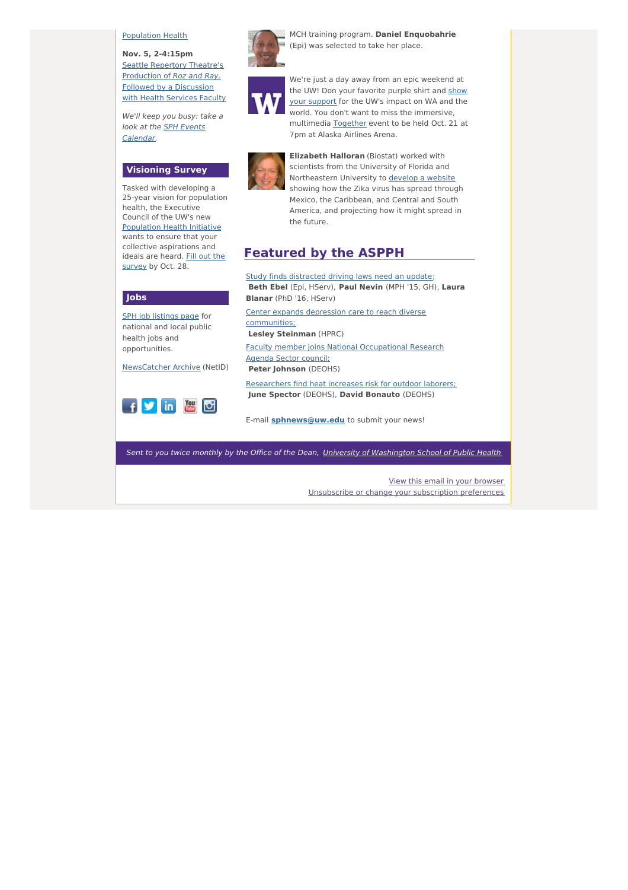Population Health

**Nov. 5, 2-4:15pm**
Seattle Repertory Theatre's Production of *Roz and Ray*, Followed by a Discussion with Health Services Faculty

*We'll keep you busy: take a look at the SPH Events Calendar.*

## Visioning Survey

Tasked with developing a 25-year vision for population health, the Executive Council of the UW's new Population Health Initiative wants to ensure that your collective aspirations and ideals are heard. Fill out the survey by Oct. 28.

## Jobs

SPH job listings page for national and local public health jobs and opportunities.

NewsCatcher Archive (NetID)

MCH training program. **Daniel Enquobahrie** (Epi) was selected to take her place.

We're just a day away from an epic weekend at the UW! Don your favorite purple shirt and show your support for the UW's impact on WA and the world. You don't want to miss the immersive, multimedia Together event to be held Oct. 21 at 7pm at Alaska Airlines Arena.

**Elizabeth Halloran** (Biostat) worked with scientists from the University of Florida and Northeastern University to develop a website showing how the Zika virus has spread through Mexico, the Caribbean, and Central and South America, and projecting how it might spread in the future.

## Featured by the ASPPH

Study finds distracted driving laws need an update;
**Beth Ebel** (Epi, HServ), **Paul Nevin** (MPH '15, GH), **Laura Blanar** (PhD '16, HServ)

Center expands depression care to reach diverse communities;
**Lesley Steinman** (HPRC)

Faculty member joins National Occupational Research Agenda Sector council;
**Peter Johnson** (DEOHS)

Researchers find heat increases risk for outdoor laborers;
**June Spector** (DEOHS), **David Bonauto** (DEOHS)

E-mail **sphnews@uw.edu** to submit your news!

*Sent to you twice monthly by the Office of the Dean, University of Washington School of Public Health*

View this email in your browser
Unsubscribe or change your subscription preferences